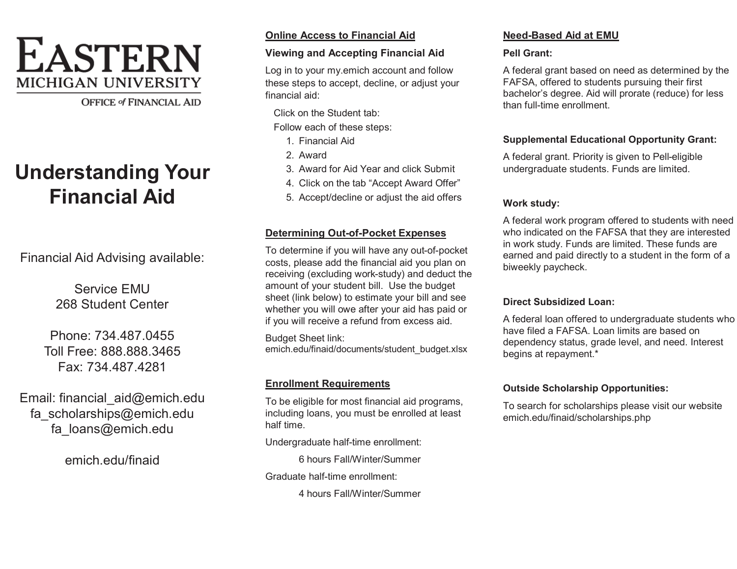EASTERN
MICHIGAN UNIVERSITY
OFFICE of FINANCIAL AID

# Understanding Your Financial Aid

Financial Aid Advising available:

Service EMU
268 Student Center

Phone: 734.487.0455
Toll Free: 888.888.3465
Fax: 734.487.4281

Email: financial_aid@emich.edu
fa_scholarships@emich.edu
fa_loans@emich.edu

emich.edu/finaid

## Online Access to Financial Aid

### Viewing and Accepting Financial Aid

Log in to your my.emich account and follow these steps to accept, decline, or adjust your financial aid:

Click on the Student tab:

Follow each of these steps:

1. Financial Aid
2. Award
3. Award for Aid Year and click Submit
4. Click on the tab "Accept Award Offer"
5. Accept/decline or adjust the aid offers

## Determining Out-of-Pocket Expenses

To determine if you will have any out-of-pocket costs, please add the financial aid you plan on receiving (excluding work-study) and deduct the amount of your student bill. Use the budget sheet (link below) to estimate your bill and see whether you will owe after your aid has paid or if you will receive a refund from excess aid.

Budget Sheet link:
emich.edu/finaid/documents/student_budget.xlsx

## Enrollment Requirements

To be eligible for most financial aid programs, including loans, you must be enrolled at least half time.

Undergraduate half-time enrollment:

6 hours Fall/Winter/Summer

Graduate half-time enrollment:

4 hours Fall/Winter/Summer

## Need-Based Aid at EMU

### Pell Grant:

A federal grant based on need as determined by the FAFSA, offered to students pursuing their first bachelor's degree. Aid will prorate (reduce) for less than full-time enrollment.

### Supplemental Educational Opportunity Grant:

A federal grant. Priority is given to Pell-eligible undergraduate students. Funds are limited.

### Work study:

A federal work program offered to students with need who indicated on the FAFSA that they are interested in work study. Funds are limited. These funds are earned and paid directly to a student in the form of a biweekly paycheck.

### Direct Subsidized Loan:

A federal loan offered to undergraduate students who have filed a FAFSA. Loan limits are based on dependency status, grade level, and need. Interest begins at repayment.*

### Outside Scholarship Opportunities:

To search for scholarships please visit our website emich.edu/finaid/scholarships.php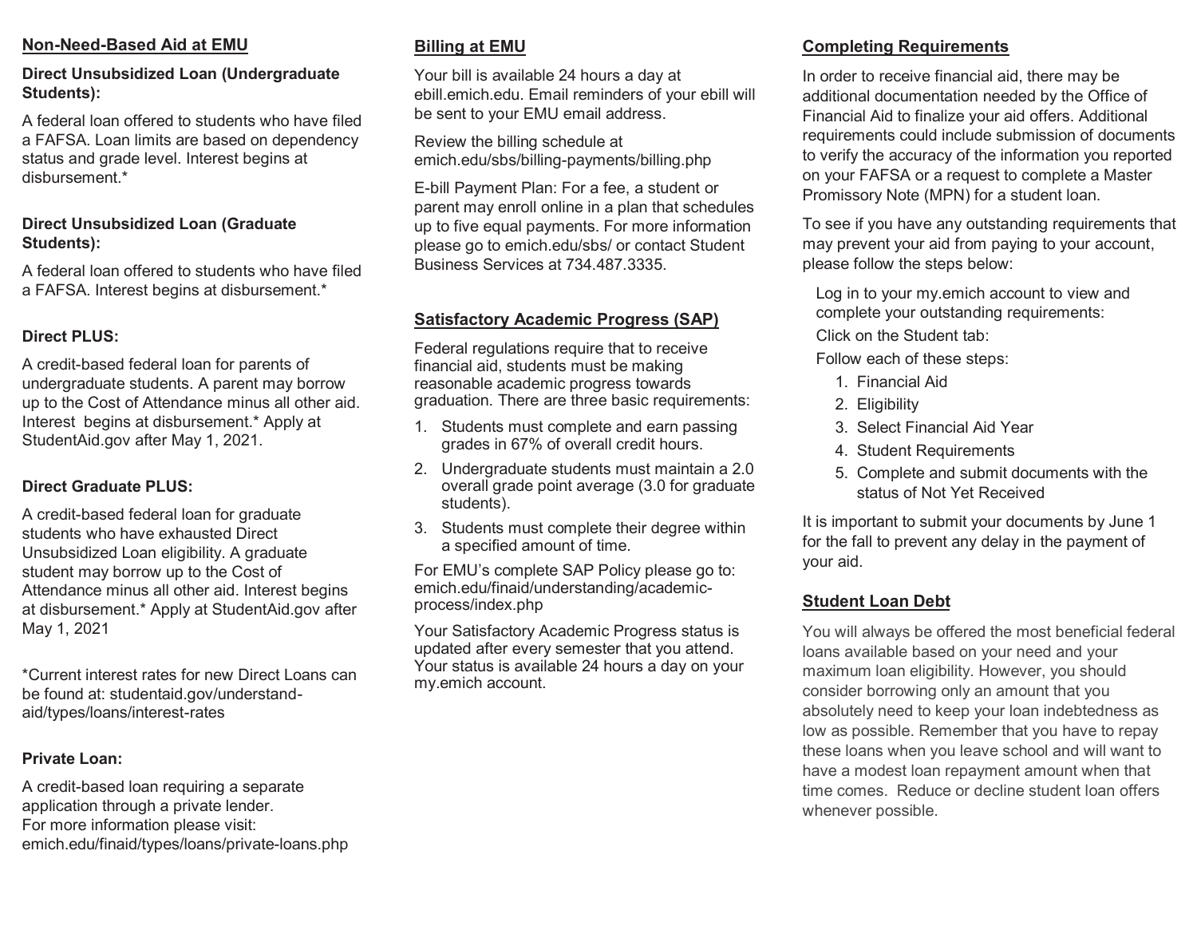## Non-Need-Based Aid at EMU

**Direct Unsubsidized Loan (Undergraduate Students):**

A federal loan offered to students who have filed a FAFSA. Loan limits are based on dependency status and grade level. Interest begins at disbursement.*

**Direct Unsubsidized Loan (Graduate Students):**

A federal loan offered to students who have filed a FAFSA. Interest begins at disbursement.*

**Direct PLUS:**

A credit-based federal loan for parents of undergraduate students. A parent may borrow up to the Cost of Attendance minus all other aid. Interest begins at disbursement.* Apply at StudentAid.gov after May 1, 2021.

**Direct Graduate PLUS:**

A credit-based federal loan for graduate students who have exhausted Direct Unsubsidized Loan eligibility. A graduate student may borrow up to the Cost of Attendance minus all other aid. Interest begins at disbursement.* Apply at StudentAid.gov after May 1, 2021

*Current interest rates for new Direct Loans can be found at: studentaid.gov/understand-aid/types/loans/interest-rates

**Private Loan:**

A credit-based loan requiring a separate application through a private lender.
For more information please visit: emich.edu/finaid/types/loans/private-loans.php

## Billing at EMU

Your bill is available 24 hours a day at ebill.emich.edu. Email reminders of your ebill will be sent to your EMU email address.

Review the billing schedule at emich.edu/sbs/billing-payments/billing.php

E-bill Payment Plan: For a fee, a student or parent may enroll online in a plan that schedules up to five equal payments. For more information please go to emich.edu/sbs/ or contact Student Business Services at 734.487.3335.

## Satisfactory Academic Progress (SAP)

Federal regulations require that to receive financial aid, students must be making reasonable academic progress towards graduation. There are three basic requirements:

1. Students must complete and earn passing grades in 67% of overall credit hours.
2. Undergraduate students must maintain a 2.0 overall grade point average (3.0 for graduate students).
3. Students must complete their degree within a specified amount of time.

For EMU's complete SAP Policy please go to: emich.edu/finaid/understanding/academic-process/index.php

Your Satisfactory Academic Progress status is updated after every semester that you attend. Your status is available 24 hours a day on your my.emich account.

## Completing Requirements

In order to receive financial aid, there may be additional documentation needed by the Office of Financial Aid to finalize your aid offers. Additional requirements could include submission of documents to verify the accuracy of the information you reported on your FAFSA or a request to complete a Master Promissory Note (MPN) for a student loan.

To see if you have any outstanding requirements that may prevent your aid from paying to your account, please follow the steps below:

Log in to your my.emich account to view and complete your outstanding requirements:

Click on the Student tab:

Follow each of these steps:

1. Financial Aid
2. Eligibility
3. Select Financial Aid Year
4. Student Requirements
5. Complete and submit documents with the status of Not Yet Received

It is important to submit your documents by June 1 for the fall to prevent any delay in the payment of your aid.

## Student Loan Debt

You will always be offered the most beneficial federal loans available based on your need and your maximum loan eligibility. However, you should consider borrowing only an amount that you absolutely need to keep your loan indebtedness as low as possible. Remember that you have to repay these loans when you leave school and will want to have a modest loan repayment amount when that time comes. Reduce or decline student loan offers whenever possible.